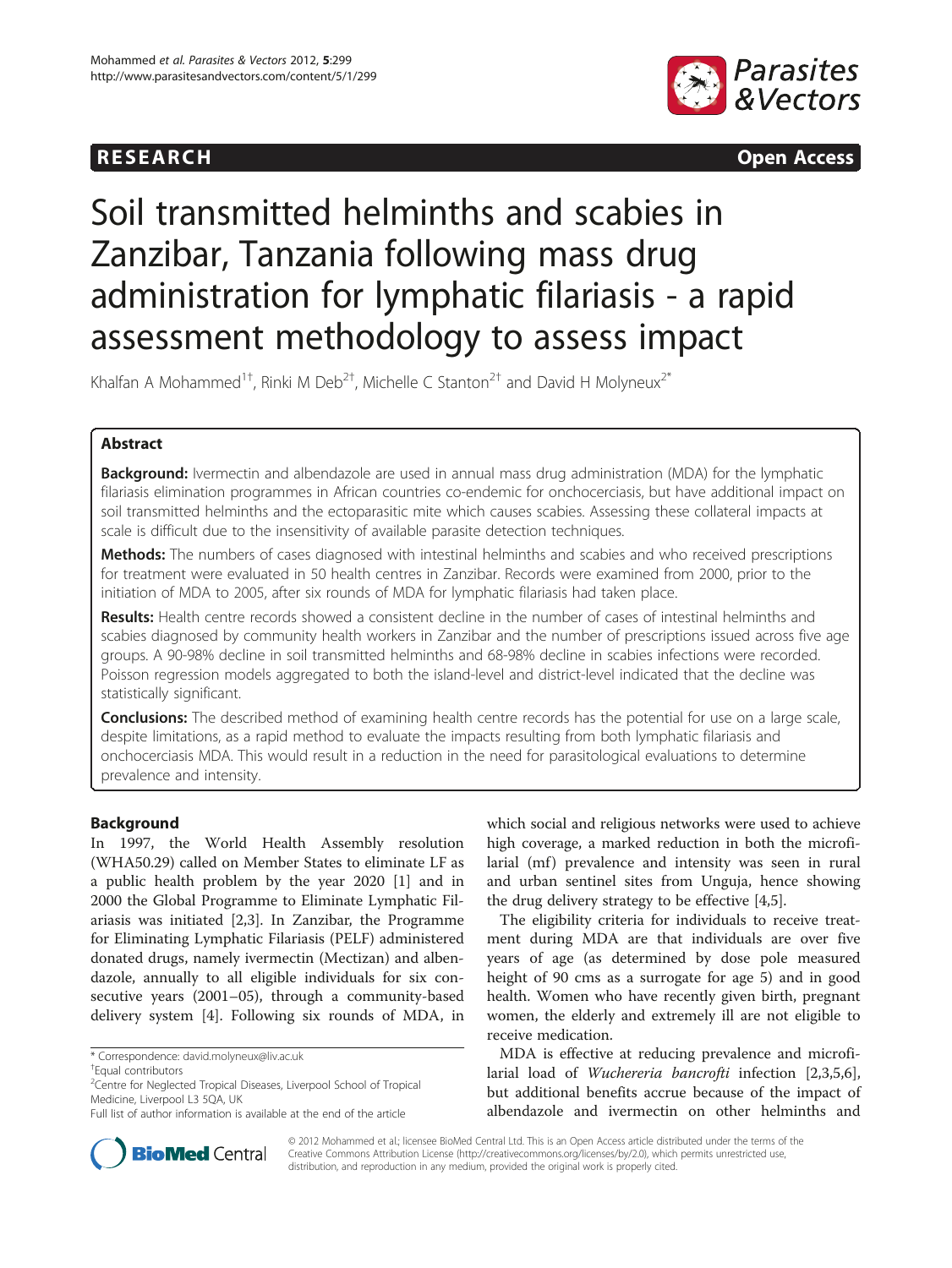RESEARCH Open Access

# Soil transmitted helminths and scabies in Zanzibar, Tanzania following mass drug administration for lymphatic filariasis - a rapid assessment methodology to assess impact

Khalfan A Mohammed[1†], Rinki M Deb[2†], Michelle C Stanton[2†] and David H Molyneux[2*]

## Abstract

**Background:** Ivermectin and albendazole are used in annual mass drug administration (MDA) for the lymphatic filariasis elimination programmes in African countries co-endemic for onchocerciasis, but have additional impact on soil transmitted helminths and the ectoparasitic mite which causes scabies. Assessing these collateral impacts at scale is difficult due to the insensitivity of available parasite detection techniques.

**Methods:** The numbers of cases diagnosed with intestinal helminths and scabies and who received prescriptions for treatment were evaluated in 50 health centres in Zanzibar. Records were examined from 2000, prior to the initiation of MDA to 2005, after six rounds of MDA for lymphatic filariasis had taken place.

**Results:** Health centre records showed a consistent decline in the number of cases of intestinal helminths and scabies diagnosed by community health workers in Zanzibar and the number of prescriptions issued across five age groups. A 90-98% decline in soil transmitted helminths and 68-98% decline in scabies infections were recorded. Poisson regression models aggregated to both the island-level and district-level indicated that the decline was statistically significant.

**Conclusions:** The described method of examining health centre records has the potential for use on a large scale, despite limitations, as a rapid method to evaluate the impacts resulting from both lymphatic filariasis and onchocerciasis MDA. This would result in a reduction in the need for parasitological evaluations to determine prevalence and intensity.

## Background

In 1997, the World Health Assembly resolution (WHA50.29) called on Member States to eliminate LF as a public health problem by the year 2020 [1] and in 2000 the Global Programme to Eliminate Lymphatic Filariasis was initiated [2,3]. In Zanzibar, the Programme for Eliminating Lymphatic Filariasis (PELF) administered donated drugs, namely ivermectin (Mectizan) and albendazole, annually to all eligible individuals for six consecutive years (2001–05), through a community-based delivery system [4]. Following six rounds of MDA, in which social and religious networks were used to achieve high coverage, a marked reduction in both the microfilarial (mf) prevalence and intensity was seen in rural and urban sentinel sites from Unguja, hence showing the drug delivery strategy to be effective [4,5].

The eligibility criteria for individuals to receive treatment during MDA are that individuals are over five years of age (as determined by dose pole measured height of 90 cms as a surrogate for age 5) and in good health. Women who have recently given birth, pregnant women, the elderly and extremely ill are not eligible to receive medication.

MDA is effective at reducing prevalence and microfilarial load of *Wuchereria bancrofti* infection [2,3,5,6], but additional benefits accrue because of the impact of albendazole and ivermectin on other helminths and

\* Correspondence: david.molyneux@liv.ac.uk

†Equal contributors

[2]Centre for Neglected Tropical Diseases, Liverpool School of Tropical Medicine, Liverpool L3 5QA, UK

Full list of author information is available at the end of the article

© 2012 Mohammed et al.; licensee BioMed Central Ltd. This is an Open Access article distributed under the terms of the Creative Commons Attribution License (http://creativecommons.org/licenses/by/2.0), which permits unrestricted use, distribution, and reproduction in any medium, provided the original work is properly cited.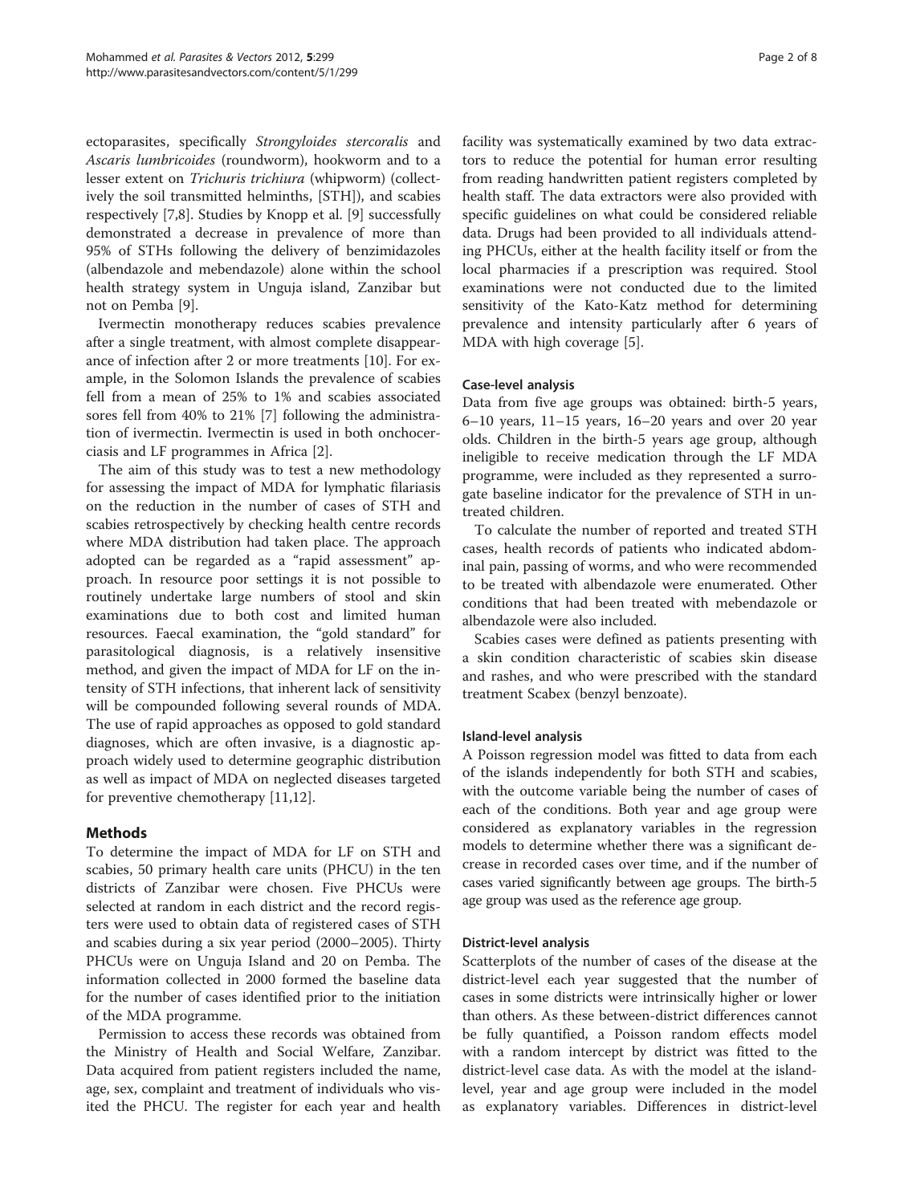ectoparasites, specifically *Strongyloides stercoralis* and *Ascaris lumbricoides* (roundworm), hookworm and to a lesser extent on *Trichuris trichiura* (whipworm) (collectively the soil transmitted helminths, [STH]), and scabies respectively [7,8]. Studies by Knopp et al. [9] successfully demonstrated a decrease in prevalence of more than 95% of STHs following the delivery of benzimidazoles (albendazole and mebendazole) alone within the school health strategy system in Unguja island, Zanzibar but not on Pemba [9].

Ivermectin monotherapy reduces scabies prevalence after a single treatment, with almost complete disappearance of infection after 2 or more treatments [10]. For example, in the Solomon Islands the prevalence of scabies fell from a mean of 25% to 1% and scabies associated sores fell from 40% to 21% [7] following the administration of ivermectin. Ivermectin is used in both onchocerciasis and LF programmes in Africa [2].

The aim of this study was to test a new methodology for assessing the impact of MDA for lymphatic filariasis on the reduction in the number of cases of STH and scabies retrospectively by checking health centre records where MDA distribution had taken place. The approach adopted can be regarded as a "rapid assessment" approach. In resource poor settings it is not possible to routinely undertake large numbers of stool and skin examinations due to both cost and limited human resources. Faecal examination, the "gold standard" for parasitological diagnosis, is a relatively insensitive method, and given the impact of MDA for LF on the intensity of STH infections, that inherent lack of sensitivity will be compounded following several rounds of MDA. The use of rapid approaches as opposed to gold standard diagnoses, which are often invasive, is a diagnostic approach widely used to determine geographic distribution as well as impact of MDA on neglected diseases targeted for preventive chemotherapy [11,12].

## Methods

To determine the impact of MDA for LF on STH and scabies, 50 primary health care units (PHCU) in the ten districts of Zanzibar were chosen. Five PHCUs were selected at random in each district and the record registers were used to obtain data of registered cases of STH and scabies during a six year period (2000–2005). Thirty PHCUs were on Unguja Island and 20 on Pemba. The information collected in 2000 formed the baseline data for the number of cases identified prior to the initiation of the MDA programme.

Permission to access these records was obtained from the Ministry of Health and Social Welfare, Zanzibar. Data acquired from patient registers included the name, age, sex, complaint and treatment of individuals who visited the PHCU. The register for each year and health facility was systematically examined by two data extractors to reduce the potential for human error resulting from reading handwritten patient registers completed by health staff. The data extractors were also provided with specific guidelines on what could be considered reliable data. Drugs had been provided to all individuals attending PHCUs, either at the health facility itself or from the local pharmacies if a prescription was required. Stool examinations were not conducted due to the limited sensitivity of the Kato-Katz method for determining prevalence and intensity particularly after 6 years of MDA with high coverage [5].

### Case-level analysis

Data from five age groups was obtained: birth-5 years, 6–10 years, 11–15 years, 16–20 years and over 20 year olds. Children in the birth-5 years age group, although ineligible to receive medication through the LF MDA programme, were included as they represented a surrogate baseline indicator for the prevalence of STH in untreated children.

To calculate the number of reported and treated STH cases, health records of patients who indicated abdominal pain, passing of worms, and who were recommended to be treated with albendazole were enumerated. Other conditions that had been treated with mebendazole or albendazole were also included.

Scabies cases were defined as patients presenting with a skin condition characteristic of scabies skin disease and rashes, and who were prescribed with the standard treatment Scabex (benzyl benzoate).

### Island-level analysis

A Poisson regression model was fitted to data from each of the islands independently for both STH and scabies, with the outcome variable being the number of cases of each of the conditions. Both year and age group were considered as explanatory variables in the regression models to determine whether there was a significant decrease in recorded cases over time, and if the number of cases varied significantly between age groups. The birth-5 age group was used as the reference age group.

### District-level analysis

Scatterplots of the number of cases of the disease at the district-level each year suggested that the number of cases in some districts were intrinsically higher or lower than others. As these between-district differences cannot be fully quantified, a Poisson random effects model with a random intercept by district was fitted to the district-level case data. As with the model at the island-level, year and age group were included in the model as explanatory variables. Differences in district-level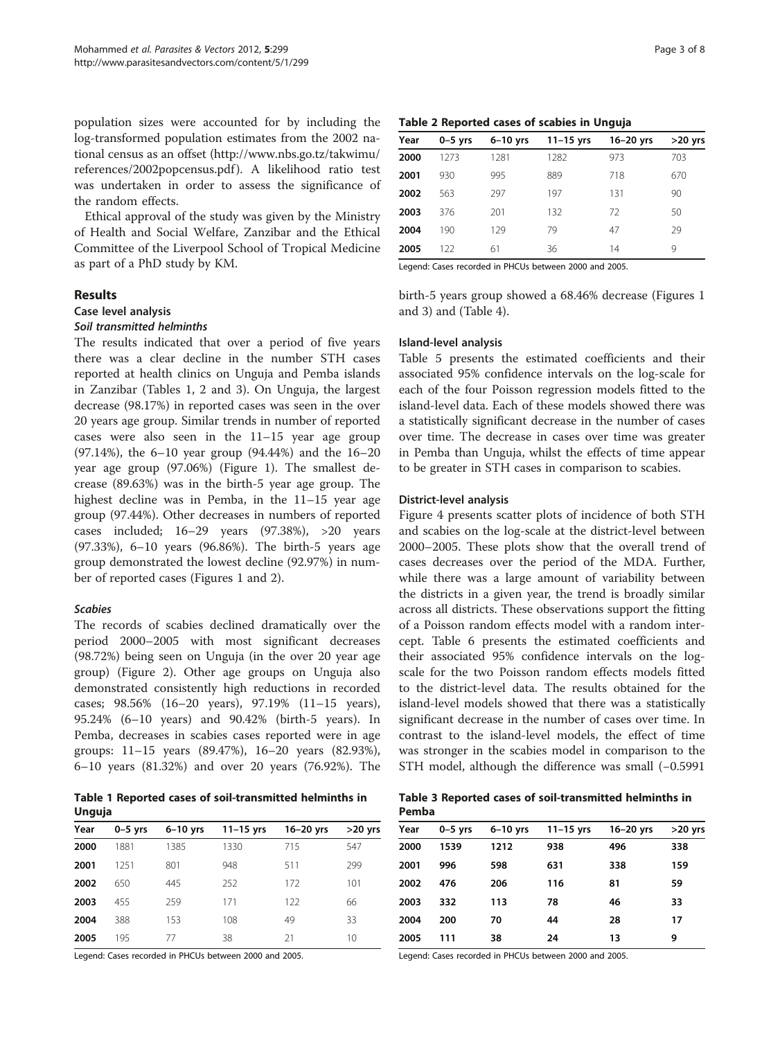population sizes were accounted for by including the log-transformed population estimates from the 2002 national census as an offset (http://www.nbs.go.tz/takwimu/references/2002popcensus.pdf). A likelihood ratio test was undertaken in order to assess the significance of the random effects.

Ethical approval of the study was given by the Ministry of Health and Social Welfare, Zanzibar and the Ethical Committee of the Liverpool School of Tropical Medicine as part of a PhD study by KM.

## Results

### Case level analysis

#### *Soil transmitted helminths*

The results indicated that over a period of five years there was a clear decline in the number STH cases reported at health clinics on Unguja and Pemba islands in Zanzibar (Tables 1, 2 and 3). On Unguja, the largest decrease (98.17%) in reported cases was seen in the over 20 years age group. Similar trends in number of reported cases were also seen in the 11–15 year age group (97.14%), the 6–10 year group (94.44%) and the 16–20 year age group (97.06%) (Figure 1). The smallest decrease (89.63%) was in the birth-5 year age group. The highest decline was in Pemba, in the 11–15 year age group (97.44%). Other decreases in numbers of reported cases included; 16–29 years (97.38%), >20 years (97.33%), 6–10 years (96.86%). The birth-5 years age group demonstrated the lowest decline (92.97%) in number of reported cases (Figures 1 and 2).

#### *Scabies*

The records of scabies declined dramatically over the period 2000–2005 with most significant decreases (98.72%) being seen on Unguja (in the over 20 year age group) (Figure 2). Other age groups on Unguja also demonstrated consistently high reductions in recorded cases; 98.56% (16–20 years), 97.19% (11–15 years), 95.24% (6–10 years) and 90.42% (birth-5 years). In Pemba, decreases in scabies cases reported were in age groups: 11–15 years (89.47%), 16–20 years (82.93%), 6–10 years (81.32%) and over 20 years (76.92%). The birth-5 years group showed a 68.46% decrease (Figures 1 and 3) and (Table 4).

**Table 1 Reported cases of soil-transmitted helminths in Unguja**

| Year | 0–5 yrs | 6–10 yrs | 11–15 yrs | 16–20 yrs | >20 yrs |
|---|---|---|---|---|---|
| **2000** | 1881 | 1385 | 1330 | 715 | 547 |
| **2001** | 1251 | 801 | 948 | 511 | 299 |
| **2002** | 650 | 445 | 252 | 172 | 101 |
| **2003** | 455 | 259 | 171 | 122 | 66 |
| **2004** | 388 | 153 | 108 | 49 | 33 |
| **2005** | 195 | 77 | 38 | 21 | 10 |

Legend: Cases recorded in PHCUs between 2000 and 2005.

**Table 2 Reported cases of scabies in Unguja**

| Year | 0–5 yrs | 6–10 yrs | 11–15 yrs | 16–20 yrs | >20 yrs |
|---|---|---|---|---|---|
| **2000** | 1273 | 1281 | 1282 | 973 | 703 |
| **2001** | 930 | 995 | 889 | 718 | 670 |
| **2002** | 563 | 297 | 197 | 131 | 90 |
| **2003** | 376 | 201 | 132 | 72 | 50 |
| **2004** | 190 | 129 | 79 | 47 | 29 |
| **2005** | 122 | 61 | 36 | 14 | 9 |

Legend: Cases recorded in PHCUs between 2000 and 2005.

### Island-level analysis

Table 5 presents the estimated coefficients and their associated 95% confidence intervals on the log-scale for each of the four Poisson regression models fitted to the island-level data. Each of these models showed there was a statistically significant decrease in the number of cases over time. The decrease in cases over time was greater in Pemba than Unguja, whilst the effects of time appear to be greater in STH cases in comparison to scabies.

### District-level analysis

Figure 4 presents scatter plots of incidence of both STH and scabies on the log-scale at the district-level between 2000–2005. These plots show that the overall trend of cases decreases over the period of the MDA. Further, while there was a large amount of variability between the districts in a given year, the trend is broadly similar across all districts. These observations support the fitting of a Poisson random effects model with a random intercept. Table 6 presents the estimated coefficients and their associated 95% confidence intervals on the log-scale for the two Poisson random effects models fitted to the district-level data. The results obtained for the island-level models showed that there was a statistically significant decrease in the number of cases over time. In contrast to the island-level models, the effect of time was stronger in the scabies model in comparison to the STH model, although the difference was small (−0.5991

**Table 3 Reported cases of soil-transmitted helminths in Pemba**

| Year | 0–5 yrs | 6–10 yrs | 11–15 yrs | 16–20 yrs | >20 yrs |
|---|---|---|---|---|---|
| **2000** | **1539** | **1212** | **938** | **496** | **338** |
| **2001** | **996** | **598** | **631** | **338** | **159** |
| **2002** | **476** | **206** | **116** | **81** | **59** |
| **2003** | **332** | **113** | **78** | **46** | **33** |
| **2004** | **200** | **70** | **44** | **28** | **17** |
| **2005** | **111** | **38** | **24** | **13** | **9** |

Legend: Cases recorded in PHCUs between 2000 and 2005.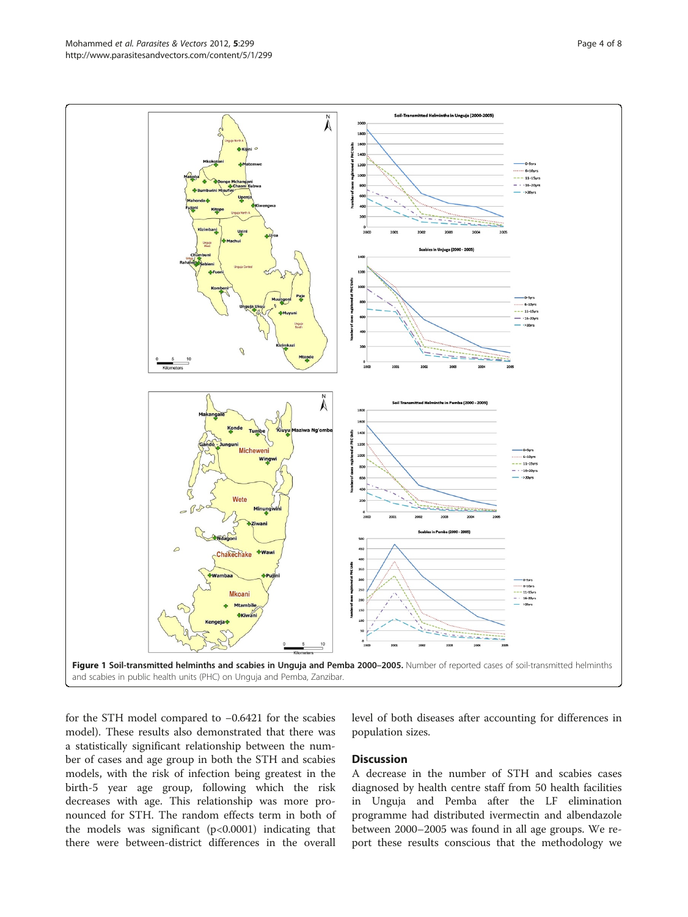**Figure 1 Soil-transmitted helminths and scabies in Unguja and Pemba 2000–2005.** Number of reported cases of soil-transmitted helminths and scabies in public health units (PHC) on Unguja and Pemba, Zanzibar.

for the STH model compared to −0.6421 for the scabies model). These results also demonstrated that there was a statistically significant relationship between the number of cases and age group in both the STH and scabies models, with the risk of infection being greatest in the birth-5 year age group, following which the risk decreases with age. This relationship was more pronounced for STH. The random effects term in both of the models was significant ($p<0.0001$) indicating that there were between-district differences in the overall level of both diseases after accounting for differences in population sizes.

## Discussion

A decrease in the number of STH and scabies cases diagnosed by health centre staff from 50 health facilities in Unguja and Pemba after the LF elimination programme had distributed ivermectin and albendazole between 2000–2005 was found in all age groups. We report these results conscious that the methodology we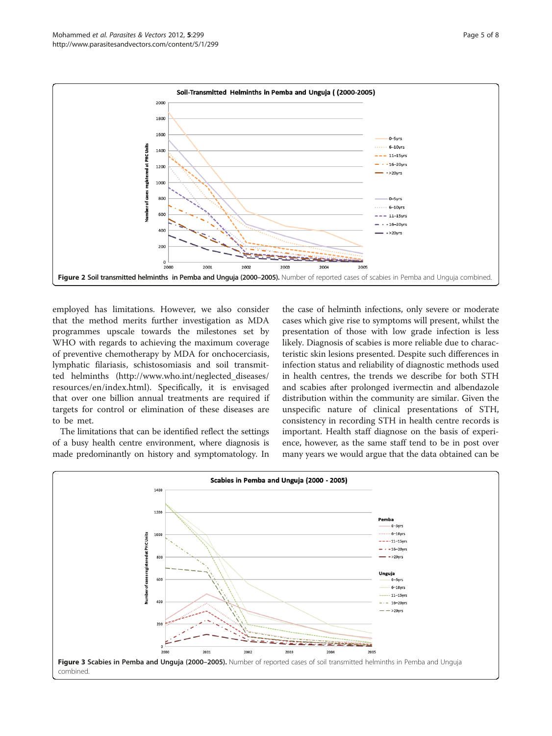**Figure 2 Soil transmitted helminths in Pemba and Unguja (2000–2005).** Number of reported cases of scabies in Pemba and Unguja combined.

employed has limitations. However, we also consider that the method merits further investigation as MDA programmes upscale towards the milestones set by WHO with regards to achieving the maximum coverage of preventive chemotherapy by MDA for onchocerciasis, lymphatic filariasis, schistosomiasis and soil transmitted helminths (http://www.who.int/neglected_diseases/resources/en/index.html). Specifically, it is envisaged that over one billion annual treatments are required if targets for control or elimination of these diseases are to be met.

The limitations that can be identified reflect the settings of a busy health centre environment, where diagnosis is made predominantly on history and symptomatology. In the case of helminth infections, only severe or moderate cases which give rise to symptoms will present, whilst the presentation of those with low grade infection is less likely. Diagnosis of scabies is more reliable due to characteristic skin lesions presented. Despite such differences in infection status and reliability of diagnostic methods used in health centres, the trends we describe for both STH and scabies after prolonged ivermectin and albendazole distribution within the community are similar. Given the unspecific nature of clinical presentations of STH, consistency in recording STH in health centre records is important. Health staff diagnose on the basis of experience, however, as the same staff tend to be in post over many years we would argue that the data obtained can be

**Figure 3 Scabies in Pemba and Unguja (2000–2005).** Number of reported cases of soil transmitted helminths in Pemba and Unguja combined.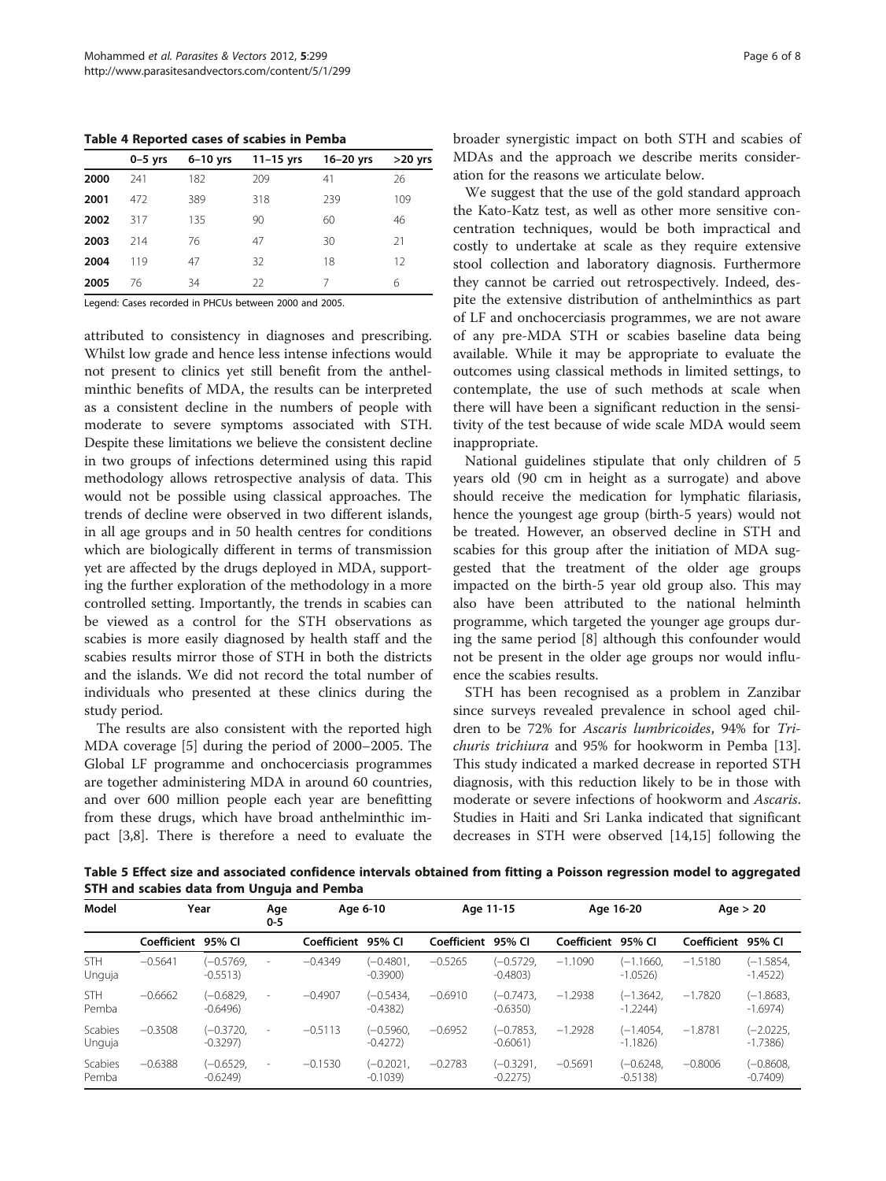**Table 4 Reported cases of scabies in Pemba**

| | 0–5 yrs | 6–10 yrs | 11–15 yrs | 16–20 yrs | >20 yrs |
|---|---|---|---|---|---|
| **2000** | 241 | 182 | 209 | 41 | 26 |
| **2001** | 472 | 389 | 318 | 239 | 109 |
| **2002** | 317 | 135 | 90 | 60 | 46 |
| **2003** | 214 | 76 | 47 | 30 | 21 |
| **2004** | 119 | 47 | 32 | 18 | 12 |
| **2005** | 76 | 34 | 22 | 7 | 6 |

Legend: Cases recorded in PHCUs between 2000 and 2005.

attributed to consistency in diagnoses and prescribing. Whilst low grade and hence less intense infections would not present to clinics yet still benefit from the anthelminthic benefits of MDA, the results can be interpreted as a consistent decline in the numbers of people with moderate to severe symptoms associated with STH. Despite these limitations we believe the consistent decline in two groups of infections determined using this rapid methodology allows retrospective analysis of data. This would not be possible using classical approaches. The trends of decline were observed in two different islands, in all age groups and in 50 health centres for conditions which are biologically different in terms of transmission yet are affected by the drugs deployed in MDA, supporting the further exploration of the methodology in a more controlled setting. Importantly, the trends in scabies can be viewed as a control for the STH observations as scabies is more easily diagnosed by health staff and the scabies results mirror those of STH in both the districts and the islands. We did not record the total number of individuals who presented at these clinics during the study period.

The results are also consistent with the reported high MDA coverage [5] during the period of 2000–2005. The Global LF programme and onchocerciasis programmes are together administering MDA in around 60 countries, and over 600 million people each year are benefitting from these drugs, which have broad anthelminthic impact [3,8]. There is therefore a need to evaluate the broader synergistic impact on both STH and scabies of MDAs and the approach we describe merits consideration for the reasons we articulate below.

We suggest that the use of the gold standard approach the Kato-Katz test, as well as other more sensitive concentration techniques, would be both impractical and costly to undertake at scale as they require extensive stool collection and laboratory diagnosis. Furthermore they cannot be carried out retrospectively. Indeed, despite the extensive distribution of anthelminthics as part of LF and onchocerciasis programmes, we are not aware of any pre-MDA STH or scabies baseline data being available. While it may be appropriate to evaluate the outcomes using classical methods in limited settings, to contemplate, the use of such methods at scale when there will have been a significant reduction in the sensitivity of the test because of wide scale MDA would seem inappropriate.

National guidelines stipulate that only children of 5 years old (90 cm in height as a surrogate) and above should receive the medication for lymphatic filariasis, hence the youngest age group (birth-5 years) would not be treated. However, an observed decline in STH and scabies for this group after the initiation of MDA suggested that the treatment of the older age groups impacted on the birth-5 year old group also. This may also have been attributed to the national helminth programme, which targeted the younger age groups during the same period [8] although this confounder would not be present in the older age groups nor would influence the scabies results.

STH has been recognised as a problem in Zanzibar since surveys revealed prevalence in school aged children to be 72% for *Ascaris lumbricoides*, 94% for *Trichuris trichiura* and 95% for hookworm in Pemba [13]. This study indicated a marked decrease in reported STH diagnosis, with this reduction likely to be in those with moderate or severe infections of hookworm and *Ascaris*. Studies in Haiti and Sri Lanka indicated that significant decreases in STH were observed [14,15] following the

**Table 5 Effect size and associated confidence intervals obtained from fitting a Poisson regression model to aggregated STH and scabies data from Unguja and Pemba**

| Model | Year | | Age 0-5 | Age 6-10 | | Age 11-15 | | Age 16-20 | | Age > 20 | |
|---|---|---|---|---|---|---|---|---|---|---|---|
| | Coefficient | 95% CI | | Coefficient | 95% CI | Coefficient | 95% CI | Coefficient | 95% CI | Coefficient | 95% CI |
| STH Unguja | −0.5641 | (−0.5769, -0.5513) | - | −0.4349 | (−0.4801, -0.3900) | −0.5265 | (−0.5729, -0.4803) | −1.1090 | (−1.1660, -1.0526) | −1.5180 | (−1.5854, -1.4522) |
| STH Pemba | −0.6662 | (−0.6829, -0.6496) | - | −0.4907 | (−0.5434, -0.4382) | −0.6910 | (−0.7473, -0.6350) | −1.2938 | (−1.3642, -1.2244) | −1.7820 | (−1.8683, -1.6974) |
| Scabies Unguja | −0.3508 | (−0.3720, -0.3297) | - | −0.5113 | (−0.5960, -0.4272) | −0.6952 | (−0.7853, -0.6061) | −1.2928 | (−1.4054, -1.1826) | −1.8781 | (−2.0225, -1.7386) |
| Scabies Pemba | −0.6388 | (−0.6529, -0.6249) | - | −0.1530 | (−0.2021, -0.1039) | −0.2783 | (−0.3291, -0.2275) | −0.5691 | (−0.6248, -0.5138) | −0.8006 | (−0.8608, -0.7409) |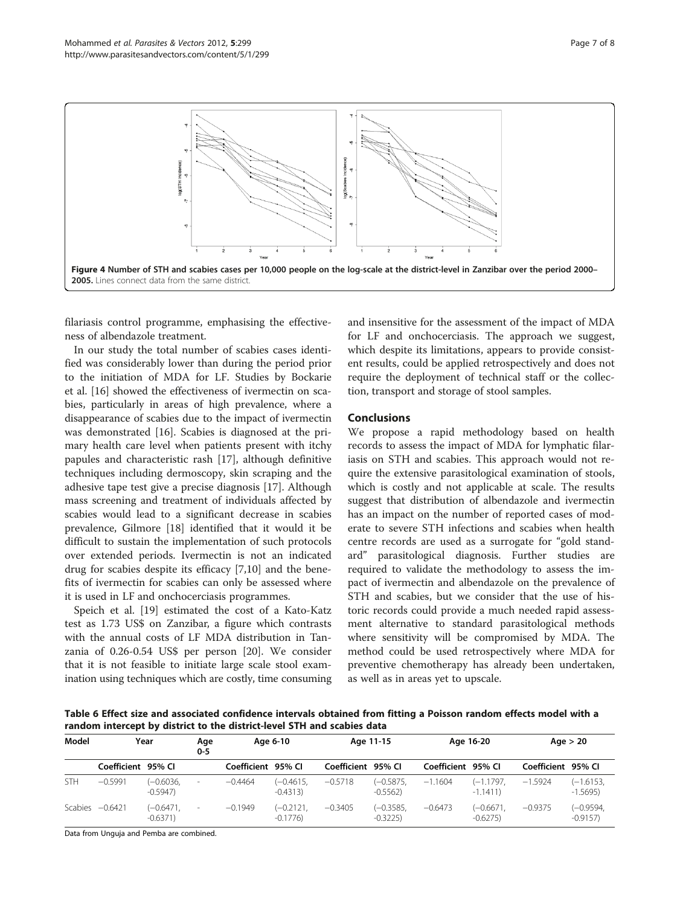Figure 4 Number of STH and scabies cases per 10,000 people on the log-scale at the district-level in Zanzibar over the period 2000–2005. Lines connect data from the same district.

filariasis control programme, emphasising the effectiveness of albendazole treatment.

In our study the total number of scabies cases identified was considerably lower than during the period prior to the initiation of MDA for LF. Studies by Bockarie et al. [16] showed the effectiveness of ivermectin on scabies, particularly in areas of high prevalence, where a disappearance of scabies due to the impact of ivermectin was demonstrated [16]. Scabies is diagnosed at the primary health care level when patients present with itchy papules and characteristic rash [17], although definitive techniques including dermoscopy, skin scraping and the adhesive tape test give a precise diagnosis [17]. Although mass screening and treatment of individuals affected by scabies would lead to a significant decrease in scabies prevalence, Gilmore [18] identified that it would it be difficult to sustain the implementation of such protocols over extended periods. Ivermectin is not an indicated drug for scabies despite its efficacy [7,10] and the benefits of ivermectin for scabies can only be assessed where it is used in LF and onchocerciasis programmes.

Speich et al. [19] estimated the cost of a Kato-Katz test as 1.73 US$ on Zanzibar, a figure which contrasts with the annual costs of LF MDA distribution in Tanzania of 0.26-0.54 US$ per person [20]. We consider that it is not feasible to initiate large scale stool examination using techniques which are costly, time consuming and insensitive for the assessment of the impact of MDA for LF and onchocerciasis. The approach we suggest, which despite its limitations, appears to provide consistent results, could be applied retrospectively and does not require the deployment of technical staff or the collection, transport and storage of stool samples.

## Conclusions

We propose a rapid methodology based on health records to assess the impact of MDA for lymphatic filariasis on STH and scabies. This approach would not require the extensive parasitological examination of stools, which is costly and not applicable at scale. The results suggest that distribution of albendazole and ivermectin has an impact on the number of reported cases of moderate to severe STH infections and scabies when health centre records are used as a surrogate for "gold standard" parasitological diagnosis. Further studies are required to validate the methodology to assess the impact of ivermectin and albendazole on the prevalence of STH and scabies, but we consider that the use of historic records could provide a much needed rapid assessment alternative to standard parasitological methods where sensitivity will be compromised by MDA. The method could be used retrospectively where MDA for preventive chemotherapy has already been undertaken, as well as in areas yet to upscale.

**Table 6 Effect size and associated confidence intervals obtained from fitting a Poisson random effects model with a random intercept by district to the district-level STH and scabies data**

| Model | Year | | Age 0-5 | Age 6-10 | | Age 11-15 | | Age 16-20 | | Age > 20 | |
|---|---|---|---|---|---|---|---|---|---|---|---|
| | Coefficient | 95% CI | | Coefficient | 95% CI | Coefficient | 95% CI | Coefficient | 95% CI | Coefficient | 95% CI |
| STH | −0.5991 | (−0.6036, -0.5947) | - | −0.4464 | (−0.4615, -0.4313) | −0.5718 | (−0.5875, -0.5562) | −1.1604 | (−1.1797, -1.1411) | −1.5924 | (−1.6153, -1.5695) |
| Scabies | −0.6421 | (−0.6471, -0.6371) | - | −0.1949 | (−0.2121, -0.1776) | −0.3405 | (−0.3585, -0.3225) | −0.6473 | (−0.6671, -0.6275) | −0.9375 | (−0.9594, -0.9157) |

Data from Unguja and Pemba are combined.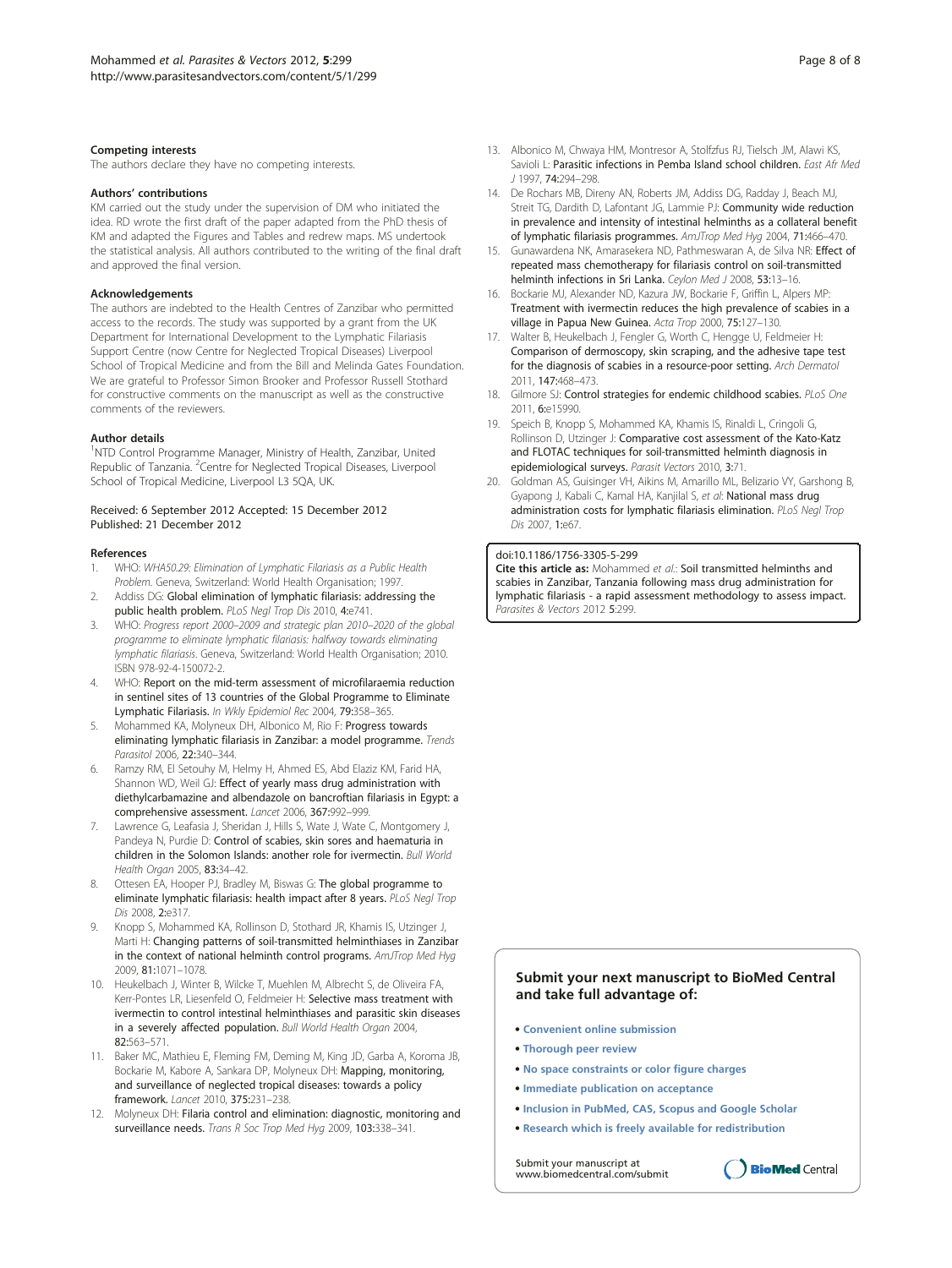### Competing interests

The authors declare they have no competing interests.

### Authors' contributions

KM carried out the study under the supervision of DM who initiated the idea. RD wrote the first draft of the paper adapted from the PhD thesis of KM and adapted the Figures and Tables and redrew maps. MS undertook the statistical analysis. All authors contributed to the writing of the final draft and approved the final version.

### Acknowledgements

The authors are indebted to the Health Centres of Zanzibar who permitted access to the records. The study was supported by a grant from the UK Department for International Development to the Lymphatic Filariasis Support Centre (now Centre for Neglected Tropical Diseases) Liverpool School of Tropical Medicine and from the Bill and Melinda Gates Foundation. We are grateful to Professor Simon Brooker and Professor Russell Stothard for constructive comments on the manuscript as well as the constructive comments of the reviewers.

### Author details

[1]NTD Control Programme Manager, Ministry of Health, Zanzibar, United Republic of Tanzania. [2]Centre for Neglected Tropical Diseases, Liverpool School of Tropical Medicine, Liverpool L3 5QA, UK.

Received: 6 September 2012 Accepted: 15 December 2012
Published: 21 December 2012

### References

1. WHO: *WHA50.29: Elimination of Lymphatic Filariasis as a Public Health Problem.* Geneva, Switzerland: World Health Organisation; 1997.
2. Addiss DG: **Global elimination of lymphatic filariasis: addressing the public health problem.** *PLoS Negl Trop Dis* 2010, **4:**e741.
3. WHO: *Progress report 2000–2009 and strategic plan 2010–2020 of the global programme to eliminate lymphatic filariasis: halfway towards eliminating lymphatic filariasis.* Geneva, Switzerland: World Health Organisation; 2010. ISBN 978-92-4-150072-2.
4. WHO: **Report on the mid-term assessment of microfilaraemia reduction in sentinel sites of 13 countries of the Global Programme to Eliminate Lymphatic Filariasis.** *In Wkly Epidemiol Rec* 2004, **79:**358–365.
5. Mohammed KA, Molyneux DH, Albonico M, Rio F: **Progress towards eliminating lymphatic filariasis in Zanzibar: a model programme.** *Trends Parasitol* 2006, **22:**340–344.
6. Ramzy RM, El Setouhy M, Helmy H, Ahmed ES, Abd Elaziz KM, Farid HA, Shannon WD, Weil GJ: **Effect of yearly mass drug administration with diethylcarbamazine and albendazole on bancroftian filariasis in Egypt: a comprehensive assessment.** *Lancet* 2006, **367:**992–999.
7. Lawrence G, Leafasia J, Sheridan J, Hills S, Wate J, Wate C, Montgomery J, Pandeya N, Purdie D: **Control of scabies, skin sores and haematuria in children in the Solomon Islands: another role for ivermectin.** *Bull World Health Organ* 2005, **83:**34–42.
8. Ottesen EA, Hooper PJ, Bradley M, Biswas G: **The global programme to eliminate lymphatic filariasis: health impact after 8 years.** *PLoS Negl Trop Dis* 2008, **2:**e317.
9. Knopp S, Mohammed KA, Rollinson D, Stothard JR, Khamis IS, Utzinger J, Marti H: **Changing patterns of soil-transmitted helminthiases in Zanzibar in the context of national helminth control programs.** *AmJTrop Med Hyg* 2009, **81:**1071–1078.
10. Heukelbach J, Winter B, Wilcke T, Muehlen M, Albrecht S, de Oliveira FA, Kerr-Pontes LR, Liesenfeld O, Feldmeier H: **Selective mass treatment with ivermectin to control intestinal helminthiases and parasitic skin diseases in a severely affected population.** *Bull World Health Organ* 2004, **82:**563–571.
11. Baker MC, Mathieu E, Fleming FM, Deming M, King JD, Garba A, Koroma JB, Bockarie M, Kabore A, Sankara DP, Molyneux DH: **Mapping, monitoring, and surveillance of neglected tropical diseases: towards a policy framework.** *Lancet* 2010, **375:**231–238.
12. Molyneux DH: **Filaria control and elimination: diagnostic, monitoring and surveillance needs.** *Trans R Soc Trop Med Hyg* 2009, **103:**338–341.
13. Albonico M, Chwaya HM, Montresor A, Stolfzfus RJ, Tielsch JM, Alawi KS, Savioli L: **Parasitic infections in Pemba Island school children.** *East Afr Med J* 1997, **74:**294–298.
14. De Rochars MB, Direny AN, Roberts JM, Addiss DG, Radday J, Beach MJ, Streit TG, Dardith D, Lafontant JG, Lammie PJ: **Community wide reduction in prevalence and intensity of intestinal helminths as a collateral benefit of lymphatic filariasis programmes.** *AmJTrop Med Hyg* 2004, **71:**466–470.
15. Gunawardena NK, Amarasekera ND, Pathmeswaran A, de Silva NR: **Effect of repeated mass chemotherapy for filariasis control on soil-transmitted helminth infections in Sri Lanka.** *Ceylon Med J* 2008, **53:**13–16.
16. Bockarie MJ, Alexander ND, Kazura JW, Bockarie F, Griffin L, Alpers MP: **Treatment with ivermectin reduces the high prevalence of scabies in a village in Papua New Guinea.** *Acta Trop* 2000, **75:**127–130.
17. Walter B, Heukelbach J, Fengler G, Worth C, Hengge U, Feldmeier H: **Comparison of dermoscopy, skin scraping, and the adhesive tape test for the diagnosis of scabies in a resource-poor setting.** *Arch Dermatol* 2011, **147:**468–473.
18. Gilmore SJ: **Control strategies for endemic childhood scabies.** *PLoS One* 2011, **6:**e15990.
19. Speich B, Knopp S, Mohammed KA, Khamis IS, Rinaldi L, Cringoli G, Rollinson D, Utzinger J: **Comparative cost assessment of the Kato-Katz and FLOTAC techniques for soil-transmitted helminth diagnosis in epidemiological surveys.** *Parasit Vectors* 2010, **3:**71.
20. Goldman AS, Guisinger VH, Aikins M, Amarillo ML, Belizario VY, Garshong B, Gyapong J, Kabali C, Kamal HA, Kanjilal S, *et al*: **National mass drug administration costs for lymphatic filariasis elimination.** *PLoS Negl Trop Dis* 2007, **1:**e67.

doi:10.1186/1756-3305-5-299

**Cite this article as:** Mohammed *et al.*: Soil transmitted helminths and scabies in Zanzibar, Tanzania following mass drug administration for lymphatic filariasis - a rapid assessment methodology to assess impact. *Parasites & Vectors* 2012 **5**:299.

**Submit your next manuscript to BioMed Central and take full advantage of:**

- Convenient online submission
- Thorough peer review
- No space constraints or color figure charges
- Immediate publication on acceptance
- Inclusion in PubMed, CAS, Scopus and Google Scholar
- Research which is freely available for redistribution

Submit your manuscript at
www.biomedcentral.com/submit

BioMed Central